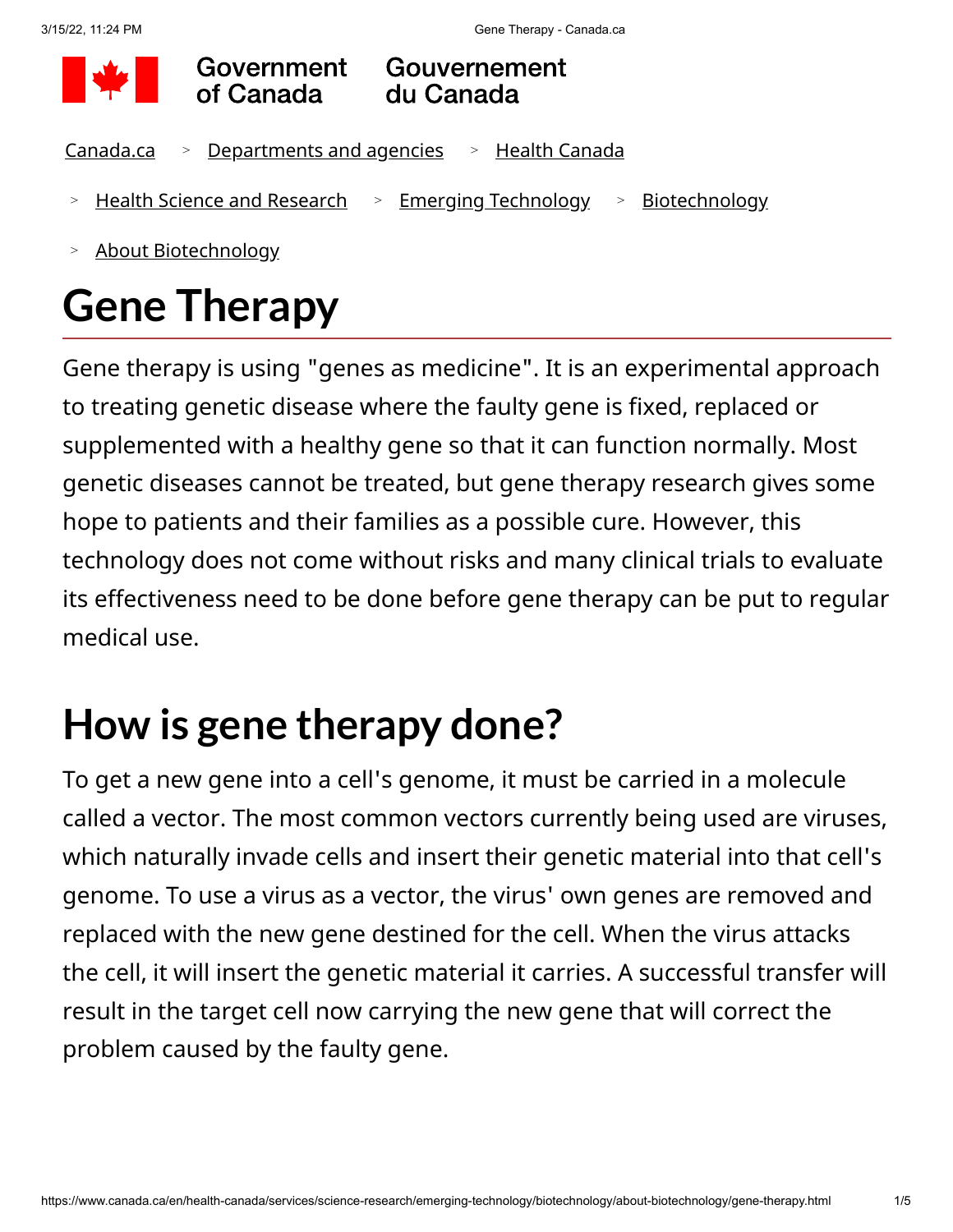Government of Canada Gouvernement du Canada

Canada.ca > Departments and agencies > Health Canada > Health Science and Research > Emerging Technology > Biotechnology > About Biotechnology

# Gene Therapy

Gene therapy is using "genes as medicine". It is an experimental approach to treating genetic disease where the faulty gene is fixed, replaced or supplemented with a healthy gene so that it can function normally. Most genetic diseases cannot be treated, but gene therapy research gives some hope to patients and their families as a possible cure. However, this technology does not come without risks and many clinical trials to evaluate its effectiveness need to be done before gene therapy can be put to regular medical use.

## How is gene therapy done?

To get a new gene into a cell's genome, it must be carried in a molecule called a vector. The most common vectors currently being used are viruses, which naturally invade cells and insert their genetic material into that cell's genome. To use a virus as a vector, the virus' own genes are removed and replaced with the new gene destined for the cell. When the virus attacks the cell, it will insert the genetic material it carries. A successful transfer will result in the target cell now carrying the new gene that will correct the problem caused by the faulty gene.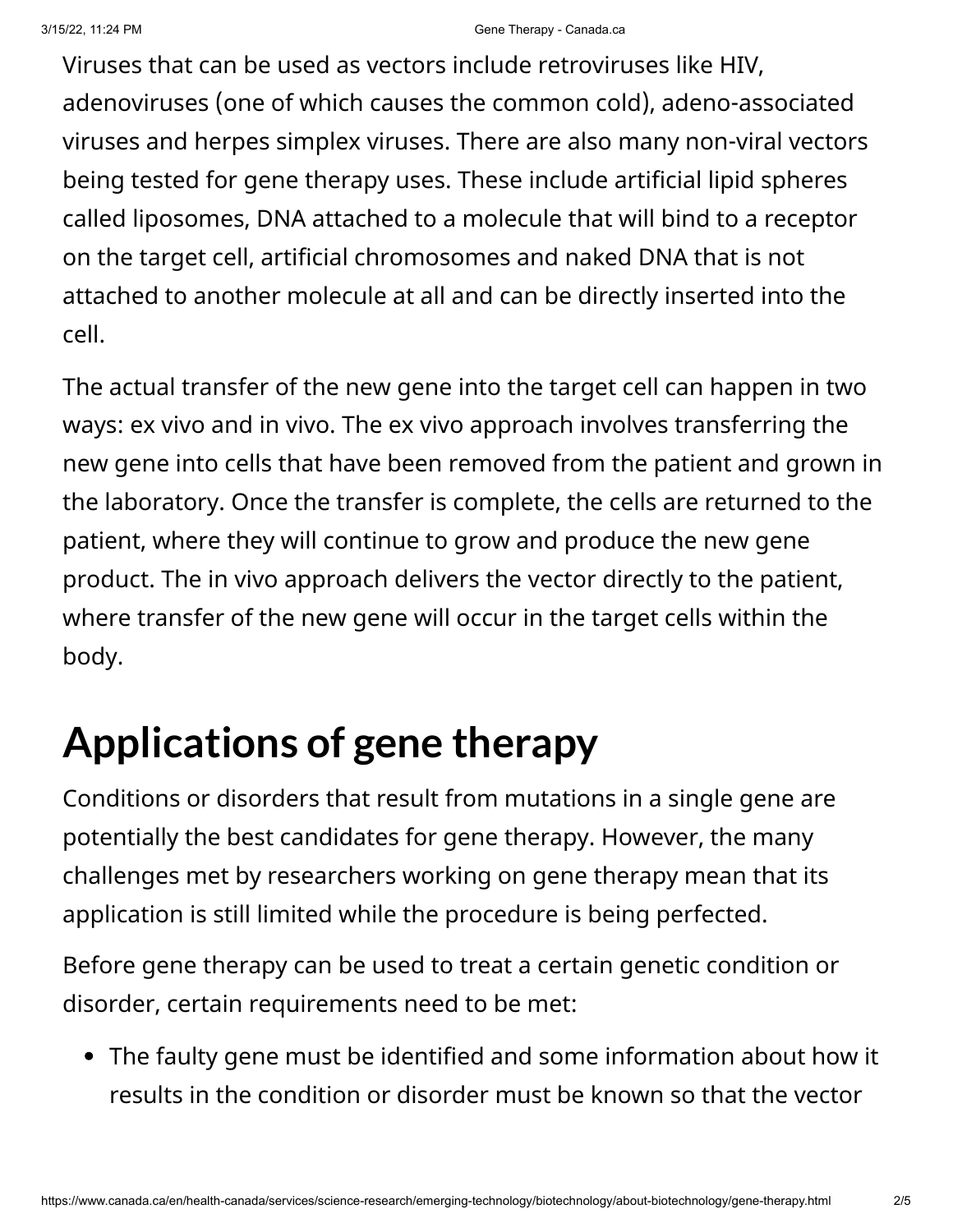Viruses that can be used as vectors include retroviruses like HIV, adenoviruses (one of which causes the common cold), adeno-associated viruses and herpes simplex viruses. There are also many non-viral vectors being tested for gene therapy uses. These include artificial lipid spheres called liposomes, DNA attached to a molecule that will bind to a receptor on the target cell, artificial chromosomes and naked DNA that is not attached to another molecule at all and can be directly inserted into the cell.

The actual transfer of the new gene into the target cell can happen in two ways: ex vivo and in vivo. The ex vivo approach involves transferring the new gene into cells that have been removed from the patient and grown in the laboratory. Once the transfer is complete, the cells are returned to the patient, where they will continue to grow and produce the new gene product. The in vivo approach delivers the vector directly to the patient, where transfer of the new gene will occur in the target cells within the body.

## Applications of gene therapy

Conditions or disorders that result from mutations in a single gene are potentially the best candidates for gene therapy. However, the many challenges met by researchers working on gene therapy mean that its application is still limited while the procedure is being perfected.

Before gene therapy can be used to treat a certain genetic condition or disorder, certain requirements need to be met:

- The faulty gene must be identified and some information about how it results in the condition or disorder must be known so that the vector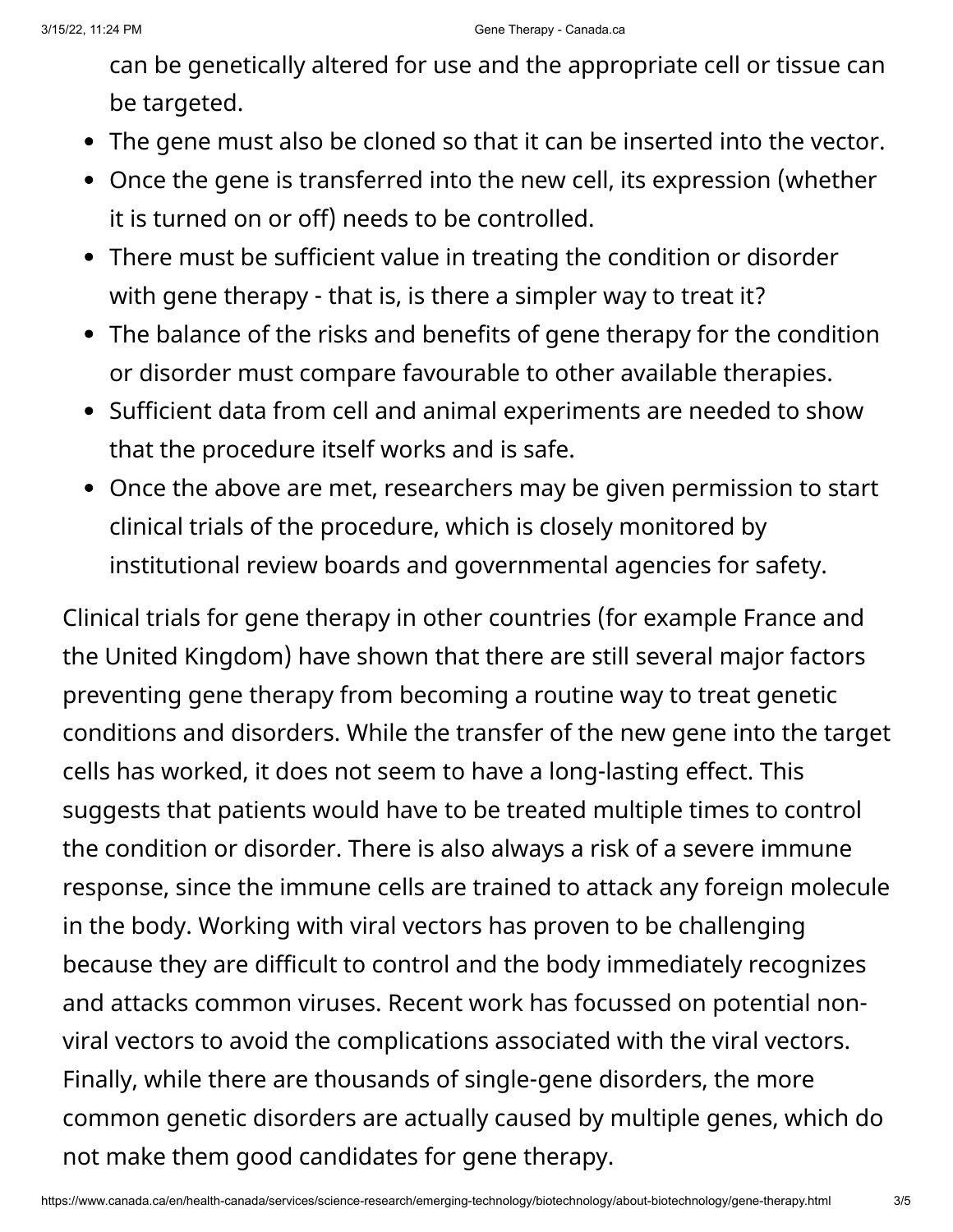can be genetically altered for use and the appropriate cell or tissue can be targeted.

- The gene must also be cloned so that it can be inserted into the vector.
- Once the gene is transferred into the new cell, its expression (whether it is turned on or off) needs to be controlled.
- There must be sufficient value in treating the condition or disorder with gene therapy - that is, is there a simpler way to treat it?
- The balance of the risks and benefits of gene therapy for the condition or disorder must compare favourable to other available therapies.
- Sufficient data from cell and animal experiments are needed to show that the procedure itself works and is safe.
- Once the above are met, researchers may be given permission to start clinical trials of the procedure, which is closely monitored by institutional review boards and governmental agencies for safety.

Clinical trials for gene therapy in other countries (for example France and the United Kingdom) have shown that there are still several major factors preventing gene therapy from becoming a routine way to treat genetic conditions and disorders. While the transfer of the new gene into the target cells has worked, it does not seem to have a long-lasting effect. This suggests that patients would have to be treated multiple times to control the condition or disorder. There is also always a risk of a severe immune response, since the immune cells are trained to attack any foreign molecule in the body. Working with viral vectors has proven to be challenging because they are difficult to control and the body immediately recognizes and attacks common viruses. Recent work has focussed on potential non-viral vectors to avoid the complications associated with the viral vectors. Finally, while there are thousands of single-gene disorders, the more common genetic disorders are actually caused by multiple genes, which do not make them good candidates for gene therapy.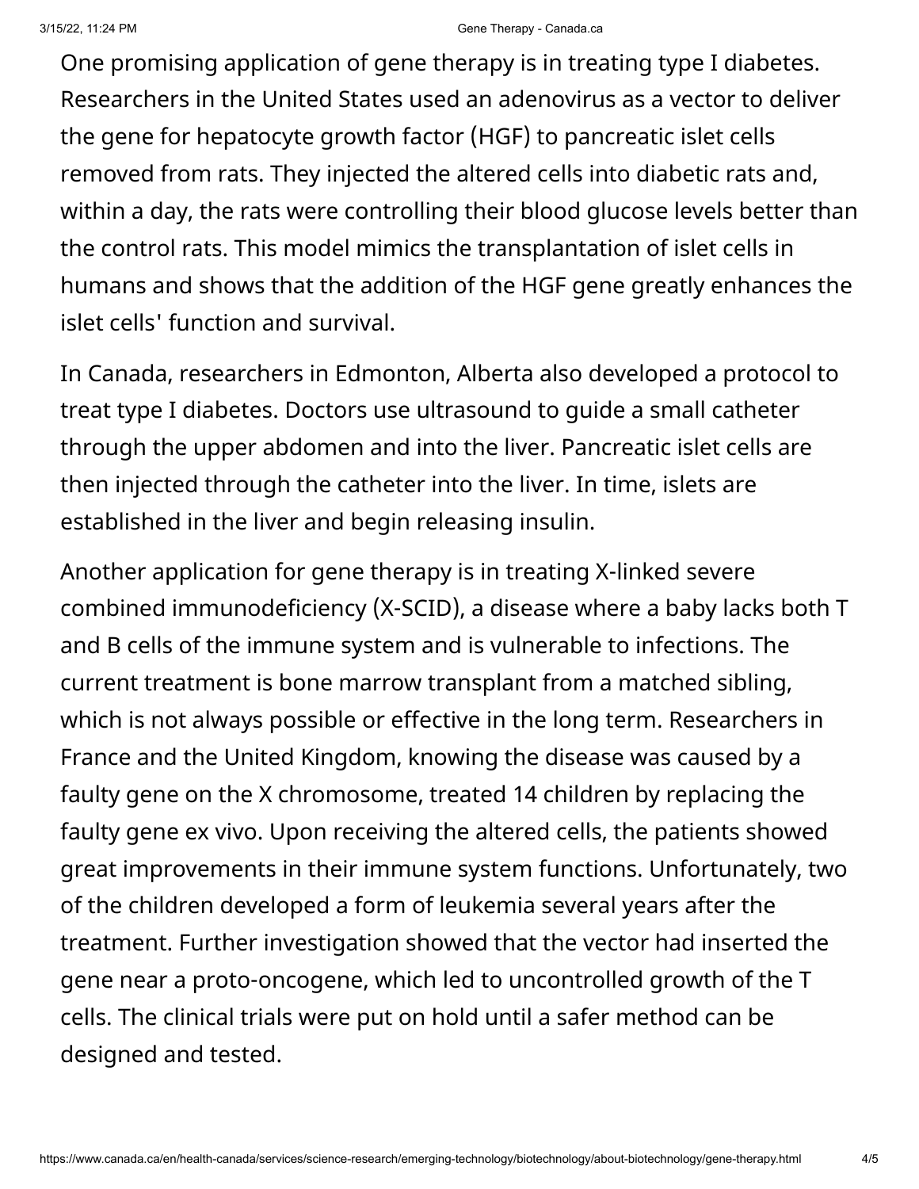One promising application of gene therapy is in treating type I diabetes. Researchers in the United States used an adenovirus as a vector to deliver the gene for hepatocyte growth factor (HGF) to pancreatic islet cells removed from rats. They injected the altered cells into diabetic rats and, within a day, the rats were controlling their blood glucose levels better than the control rats. This model mimics the transplantation of islet cells in humans and shows that the addition of the HGF gene greatly enhances the islet cells' function and survival.

In Canada, researchers in Edmonton, Alberta also developed a protocol to treat type I diabetes. Doctors use ultrasound to guide a small catheter through the upper abdomen and into the liver. Pancreatic islet cells are then injected through the catheter into the liver. In time, islets are established in the liver and begin releasing insulin.

Another application for gene therapy is in treating X-linked severe combined immunodeficiency (X-SCID), a disease where a baby lacks both T and B cells of the immune system and is vulnerable to infections. The current treatment is bone marrow transplant from a matched sibling, which is not always possible or effective in the long term. Researchers in France and the United Kingdom, knowing the disease was caused by a faulty gene on the X chromosome, treated 14 children by replacing the faulty gene ex vivo. Upon receiving the altered cells, the patients showed great improvements in their immune system functions. Unfortunately, two of the children developed a form of leukemia several years after the treatment. Further investigation showed that the vector had inserted the gene near a proto-oncogene, which led to uncontrolled growth of the T cells. The clinical trials were put on hold until a safer method can be designed and tested.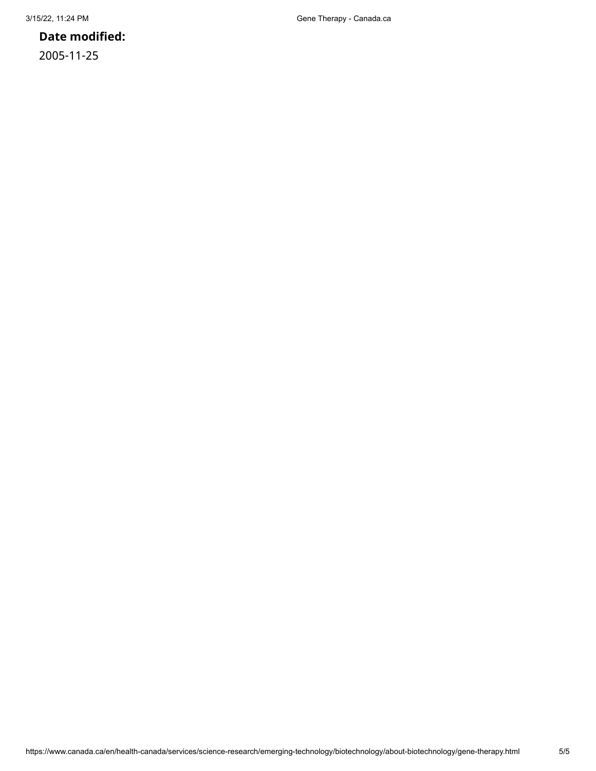**Date modified:**

2005-11-25